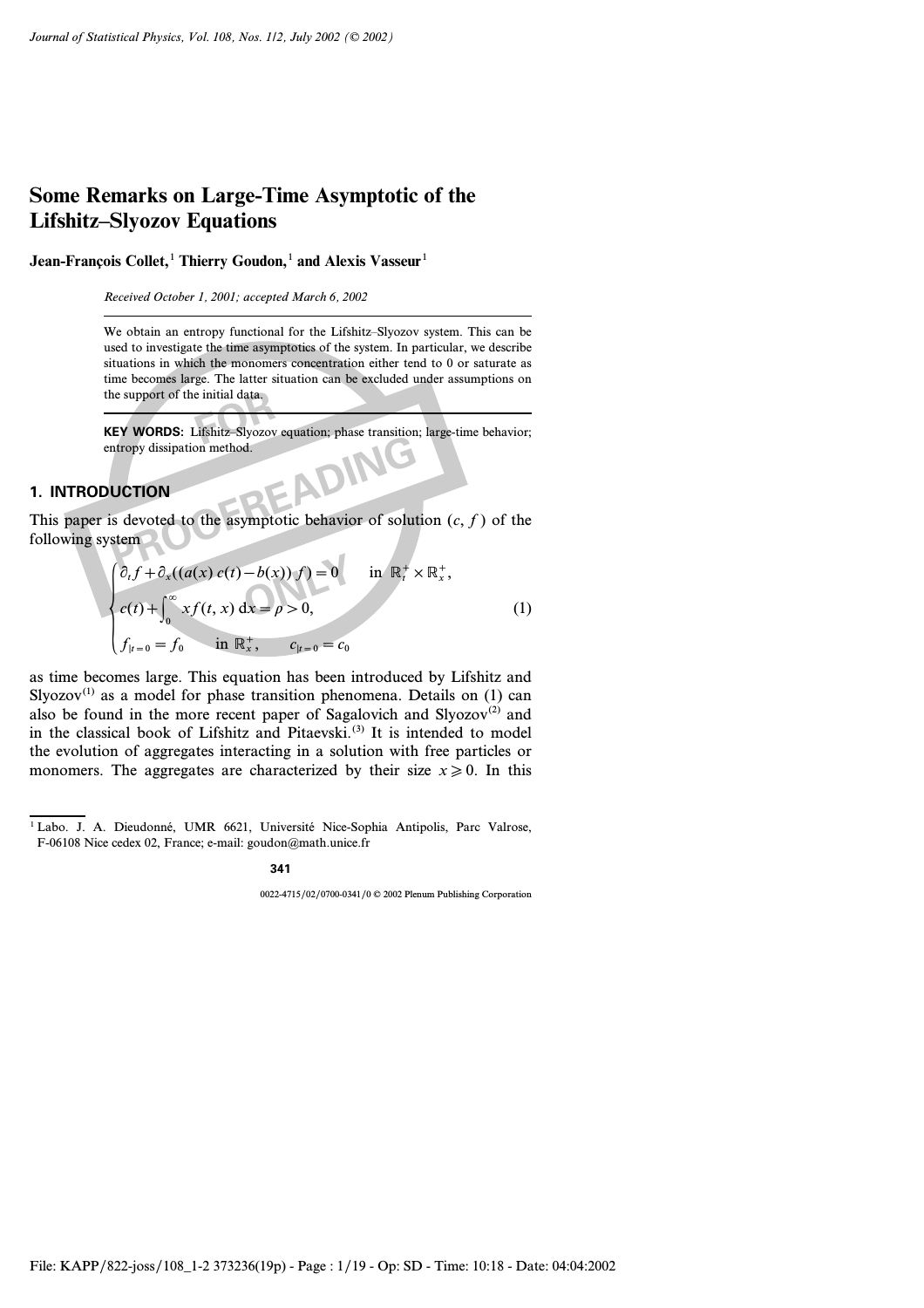# Some Remarks on Large-Time Asymptotic of the Lifshitz–Slyozov Equations

**Jean-François Collet,[1] Thierry Goudon,[1] and Alexis Vasseur[1]**

*Received October 1, 2001; accepted March 6, 2002*

We obtain an entropy functional for the Lifshitz–Slyozov system. This can be used to investigate the time asymptotics of the system. In particular, we describe situations in which the monomers concentration either tend to 0 or saturate as time becomes large. The latter situation can be excluded under assumptions on the support of the initial data.

**KEY WORDS:** Lifshitz–Slyozov equation; phase transition; large-time behavior; entropy dissipation method.

## 1. INTRODUCTION

This paper is devoted to the asymptotic behavior of solution $(c, f)$ of the following system

$$
\begin{cases}
\partial_t f + \partial_x((a(x)\, c(t) - b(x))\, f) = 0 & \text{in } \mathbb{R}_t^+ \times \mathbb{R}_x^+, \\
c(t) + \displaystyle\int_0^\infty x f(t, x)\, \mathrm{d}x = \rho > 0, \\
f_{|t=0} = f_0 \quad \text{in } \mathbb{R}_x^+, \quad c_{|t=0} = c_0
\end{cases}
\tag{1}
$$

as time becomes large. This equation has been introduced by Lifshitz and Slyozov[1] as a model for phase transition phenomena. Details on (1) can also be found in the more recent paper of Sagalovich and Slyozov[2] and in the classical book of Lifshitz and Pitaevski.[3] It is intended to model the evolution of aggregates interacting in a solution with free particles or monomers. The aggregates are characterized by their size $x \geqslant 0$. In this

[1] Labo. J. A. Dieudonné, UMR 6621, Université Nice-Sophia Antipolis, Parc Valrose, F-06108 Nice cedex 02, France; e-mail: goudon@math.unice.fr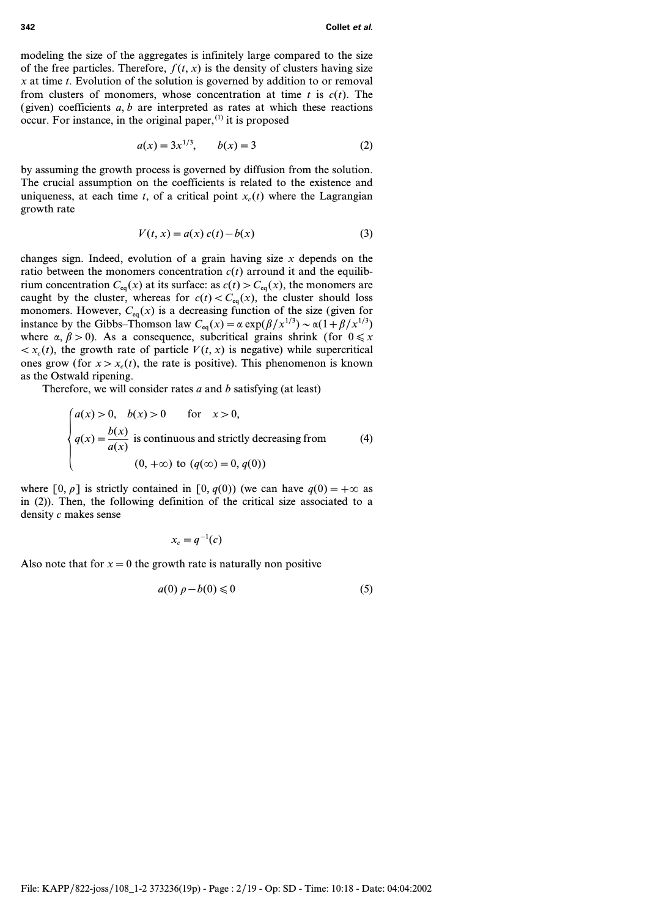modeling the size of the aggregates is infinitely large compared to the size of the free particles. Therefore, $f(t, x)$ is the density of clusters having size $x$ at time $t$. Evolution of the solution is governed by addition to or removal from clusters of monomers, whose concentration at time $t$ is $c(t)$. The (given) coefficients $a, b$ are interpreted as rates at which these reactions occur. For instance, in the original paper,[1] it is proposed

$$a(x) = 3x^{1/3}, \qquad b(x) = 3 \tag{2}$$

by assuming the growth process is governed by diffusion from the solution. The crucial assumption on the coefficients is related to the existence and uniqueness, at each time $t$, of a critical point $x_c(t)$ where the Lagrangian growth rate

$$V(t, x) = a(x)\, c(t) - b(x) \tag{3}$$

changes sign. Indeed, evolution of a grain having size $x$ depends on the ratio between the monomers concentration $c(t)$ arround it and the equilibrium concentration $C_{\mathrm{eq}}(x)$ at its surface: as $c(t) > C_{\mathrm{eq}}(x)$, the monomers are caught by the cluster, whereas for $c(t) < C_{\mathrm{eq}}(x)$, the cluster should loss monomers. However, $C_{\mathrm{eq}}(x)$ is a decreasing function of the size (given for instance by the Gibbs–Thomson law $C_{\mathrm{eq}}(x) = \alpha \exp(\beta/x^{1/3}) \sim \alpha(1 + \beta/x^{1/3})$ where $\alpha, \beta > 0$). As a consequence, subcritical grains shrink (for $0 \leqslant x < x_c(t)$, the growth rate of particle $V(t, x)$ is negative) while supercritical ones grow (for $x > x_c(t)$, the rate is positive). This phenomenon is known as the Ostwald ripening.

Therefore, we will consider rates $a$ and $b$ satisfying (at least)

$$\begin{cases} a(x) > 0, \quad b(x) > 0 \qquad \text{for} \quad x > 0, \\ q(x) = \dfrac{b(x)}{a(x)} \text{ is continuous and strictly decreasing from} \\ \qquad\qquad (0, +\infty) \text{ to } (q(\infty) = 0, q(0)) \end{cases} \tag{4}$$

where $[0, \rho]$ is strictly contained in $[0, q(0))$ (we can have $q(0) = +\infty$ as in (2)). Then, the following definition of the critical size associated to a density $c$ makes sense

$$x_c = q^{-1}(c)$$

Also note that for $x = 0$ the growth rate is naturally non positive

$$a(0)\, \rho - b(0) \leqslant 0 \tag{5}$$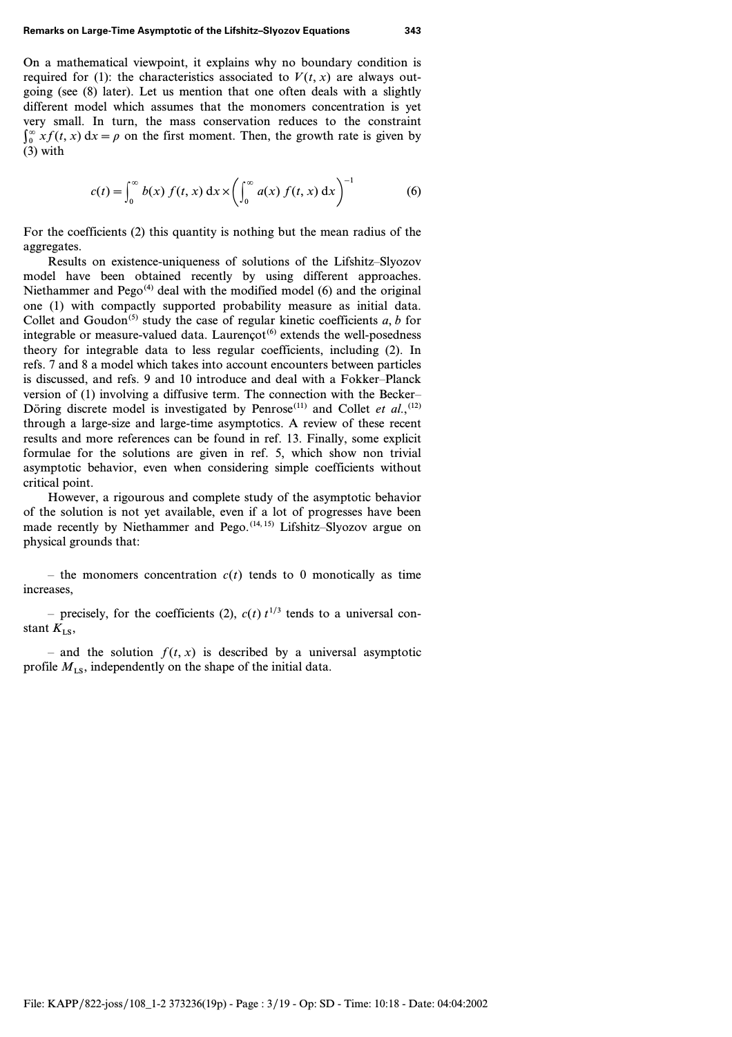On a mathematical viewpoint, it explains why no boundary condition is required for (1): the characteristics associated to $V(t, x)$ are always outgoing (see (8) later). Let us mention that one often deals with a slightly different model which assumes that the monomers concentration is yet very small. In turn, the mass conservation reduces to the constraint $\int_0^\infty x f(t, x)\, \mathrm{d}x = \rho$ on the first moment. Then, the growth rate is given by (3) with

$$c(t) = \int_0^\infty b(x)\, f(t, x)\, \mathrm{d}x \times \left( \int_0^\infty a(x)\, f(t, x)\, \mathrm{d}x \right)^{-1} \tag{6}$$

For the coefficients (2) this quantity is nothing but the mean radius of the aggregates.

Results on existence-uniqueness of solutions of the Lifshitz–Slyozov model have been obtained recently by using different approaches. Niethammer and Pego[4] deal with the modified model (6) and the original one (1) with compactly supported probability measure as initial data. Collet and Goudon[5] study the case of regular kinetic coefficients $a, b$ for integrable or measure-valued data. Laurençot[6] extends the well-posedness theory for integrable data to less regular coefficients, including (2). In refs. 7 and 8 a model which takes into account encounters between particles is discussed, and refs. 9 and 10 introduce and deal with a Fokker–Planck version of (1) involving a diffusive term. The connection with the Becker–Döring discrete model is investigated by Penrose[11] and Collet *et al.*,[12] through a large-size and large-time asymptotics. A review of these recent results and more references can be found in ref. 13. Finally, some explicit formulae for the solutions are given in ref. 5, which show non trivial asymptotic behavior, even when considering simple coefficients without critical point.

However, a rigourous and complete study of the asymptotic behavior of the solution is not yet available, even if a lot of progresses have been made recently by Niethammer and Pego.[14,15] Lifshitz–Slyozov argue on physical grounds that:

– the monomers concentration $c(t)$ tends to 0 monotically as time increases,

– precisely, for the coefficients (2), $c(t)\, t^{1/3}$ tends to a universal constant $K_{\mathrm{LS}}$,

– and the solution $f(t, x)$ is described by a universal asymptotic profile $M_{\mathrm{LS}}$, independently on the shape of the initial data.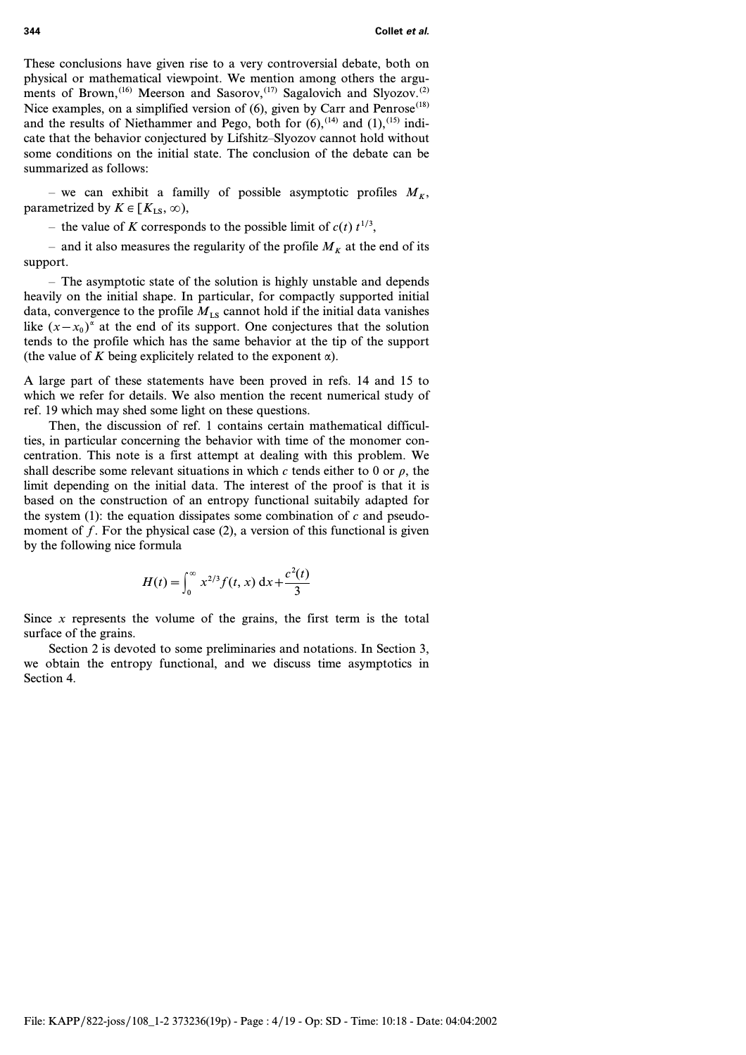These conclusions have given rise to a very controversial debate, both on physical or mathematical viewpoint. We mention among others the arguments of Brown,[16] Meerson and Sasorov,[17] Sagalovich and Slyozov.[2] Nice examples, on a simplified version of (6), given by Carr and Penrose[18] and the results of Niethammer and Pego, both for (6),[14] and (1),[15] indicate that the behavior conjectured by Lifshitz–Slyozov cannot hold without some conditions on the initial state. The conclusion of the debate can be summarized as follows:

– we can exhibit a familly of possible asymptotic profiles $M_K$, parametrized by $K \in [K_{\text{LS}}, \infty)$,

– the value of $K$ corresponds to the possible limit of $c(t)\, t^{1/3}$,

– and it also measures the regularity of the profile $M_K$ at the end of its support.

– The asymptotic state of the solution is highly unstable and depends heavily on the initial shape. In particular, for compactly supported initial data, convergence to the profile $M_{\text{LS}}$ cannot hold if the initial data vanishes like $(x - x_0)^\alpha$ at the end of its support. One conjectures that the solution tends to the profile which has the same behavior at the tip of the support (the value of $K$ being explicitely related to the exponent $\alpha$).

A large part of these statements have been proved in refs. 14 and 15 to which we refer for details. We also mention the recent numerical study of ref. 19 which may shed some light on these questions.

Then, the discussion of ref. 1 contains certain mathematical difficulties, in particular concerning the behavior with time of the monomer concentration. This note is a first attempt at dealing with this problem. We shall describe some relevant situations in which $c$ tends either to 0 or $\rho$, the limit depending on the initial data. The interest of the proof is that it is based on the construction of an entropy functional suitabily adapted for the system (1): the equation dissipates some combination of $c$ and pseudo-moment of $f$. For the physical case (2), a version of this functional is given by the following nice formula

$$H(t) = \int_0^\infty x^{2/3} f(t, x)\, \mathrm{d}x + \frac{c^2(t)}{3}$$

Since $x$ represents the volume of the grains, the first term is the total surface of the grains.

Section 2 is devoted to some preliminaries and notations. In Section 3, we obtain the entropy functional, and we discuss time asymptotics in Section 4.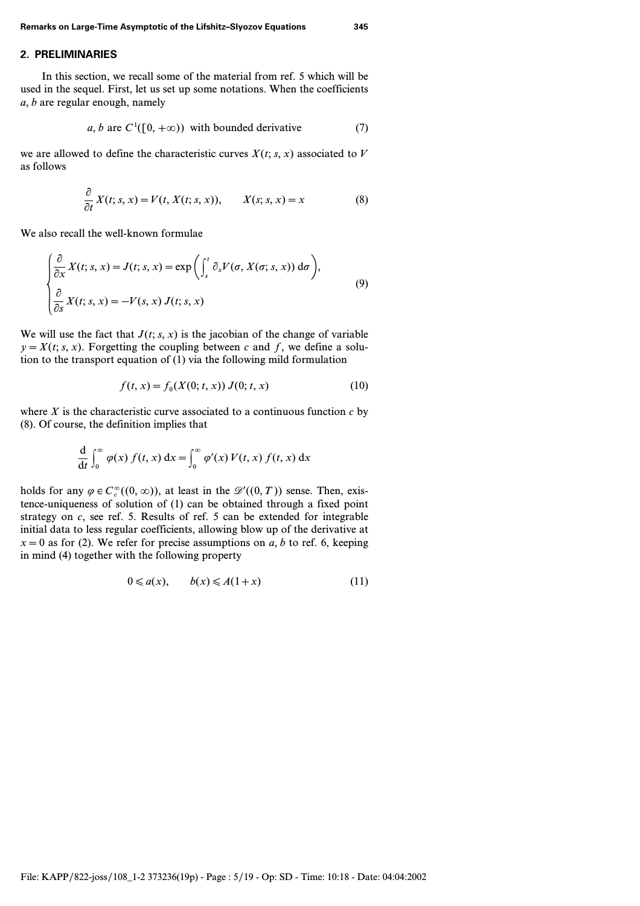## 2. PRELIMINARIES

In this section, we recall some of the material from ref. 5 which will be used in the sequel. First, let us set up some notations. When the coefficients $a, b$ are regular enough, namely

$$a, b \text{ are } C^1([0, +\infty)) \text{ with bounded derivative} \tag{7}$$

we are allowed to define the characteristic curves $X(t; s, x)$ associated to $V$ as follows

$$\frac{\partial}{\partial t} X(t; s, x) = V(t, X(t; s, x)), \qquad X(s; s, x) = x \tag{8}$$

We also recall the well-known formulae

$$\begin{cases} \dfrac{\partial}{\partial x} X(t; s, x) = J(t; s, x) = \exp\left( \displaystyle\int_s^t \partial_x V(\sigma, X(\sigma; s, x)) \, \mathrm{d}\sigma \right), \\ \dfrac{\partial}{\partial s} X(t; s, x) = -V(s, x) \, J(t; s, x) \end{cases} \tag{9}$$

We will use the fact that $J(t; s, x)$ is the jacobian of the change of variable $y = X(t; s, x)$. Forgetting the coupling between $c$ and $f$, we define a solution to the transport equation of (1) via the following mild formulation

$$f(t, x) = f_0(X(0; t, x)) \, J(0; t, x) \tag{10}$$

where $X$ is the characteristic curve associated to a continuous function $c$ by (8). Of course, the definition implies that

$$\frac{\mathrm{d}}{\mathrm{d}t} \int_0^\infty \varphi(x) \, f(t, x) \, \mathrm{d}x = \int_0^\infty \varphi'(x) \, V(t, x) \, f(t, x) \, \mathrm{d}x$$

holds for any $\varphi \in C_c^\infty((0, \infty))$, at least in the $\mathscr{D}'((0, T))$ sense. Then, existence-uniqueness of solution of (1) can be obtained through a fixed point strategy on $c$, see ref. 5. Results of ref. 5 can be extended for integrable initial data to less regular coefficients, allowing blow up of the derivative at $x = 0$ as for (2). We refer for precise assumptions on $a, b$ to ref. 6, keeping in mind (4) together with the following property

$$0 \leqslant a(x), \qquad b(x) \leqslant A(1 + x) \tag{11}$$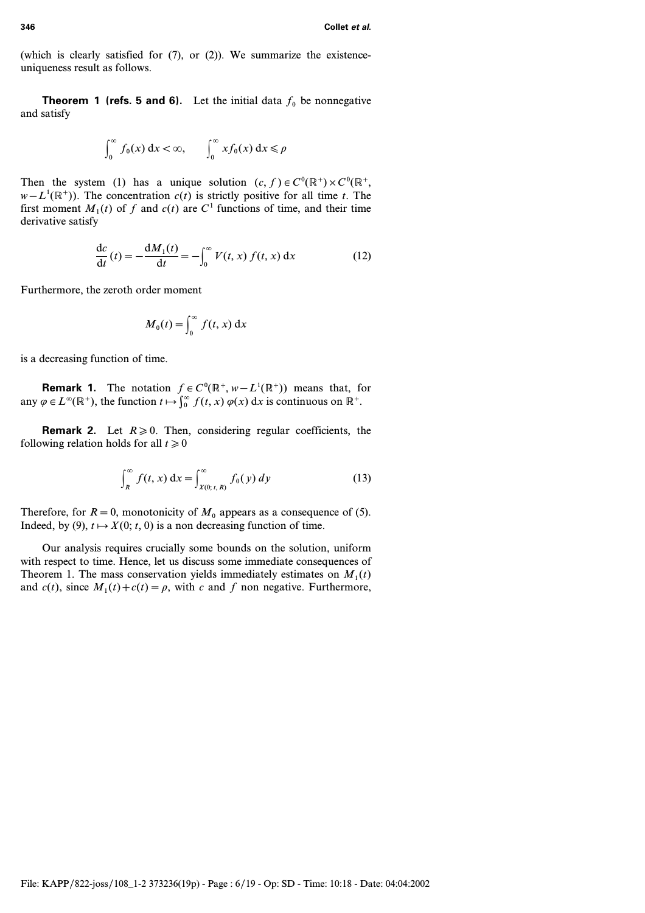(which is clearly satisfied for (7), or (2)). We summarize the existence-uniqueness result as follows.

**Theorem 1 (refs. 5 and 6).** Let the initial data $f_0$ be nonnegative and satisfy

$$\int_0^\infty f_0(x)\,\mathrm{d}x < \infty, \qquad \int_0^\infty x f_0(x)\,\mathrm{d}x \leqslant \rho$$

Then the system (1) has a unique solution $(c, f) \in C^0(\mathbb{R}^+) \times C^0(\mathbb{R}^+, w-L^1(\mathbb{R}^+))$. The concentration $c(t)$ is strictly positive for all time $t$. The first moment $M_1(t)$ of $f$ and $c(t)$ are $C^1$ functions of time, and their time derivative satisfy

$$\frac{\mathrm{d}c}{\mathrm{d}t}(t) = -\frac{\mathrm{d}M_1(t)}{\mathrm{d}t} = -\int_0^\infty V(t, x)\, f(t, x)\,\mathrm{d}x \tag{12}$$

Furthermore, the zeroth order moment

$$M_0(t) = \int_0^\infty f(t, x)\,\mathrm{d}x$$

is a decreasing function of time.

**Remark 1.** The notation $f \in C^0(\mathbb{R}^+, w-L^1(\mathbb{R}^+))$ means that, for any $\varphi \in L^\infty(\mathbb{R}^+)$, the function $t \mapsto \int_0^\infty f(t, x)\,\varphi(x)\,\mathrm{d}x$ is continuous on $\mathbb{R}^+$.

**Remark 2.** Let $R \geqslant 0$. Then, considering regular coefficients, the following relation holds for all $t \geqslant 0$

$$\int_R^\infty f(t, x)\,\mathrm{d}x = \int_{X(0;\, t,\, R)}^\infty f_0(y)\,dy \tag{13}$$

Therefore, for $R = 0$, monotonicity of $M_0$ appears as a consequence of (5). Indeed, by (9), $t \mapsto X(0; t, 0)$ is a non decreasing function of time.

Our analysis requires crucially some bounds on the solution, uniform with respect to time. Hence, let us discuss some immediate consequences of Theorem 1. The mass conservation yields immediately estimates on $M_1(t)$ and $c(t)$, since $M_1(t) + c(t) = \rho$, with $c$ and $f$ non negative. Furthermore,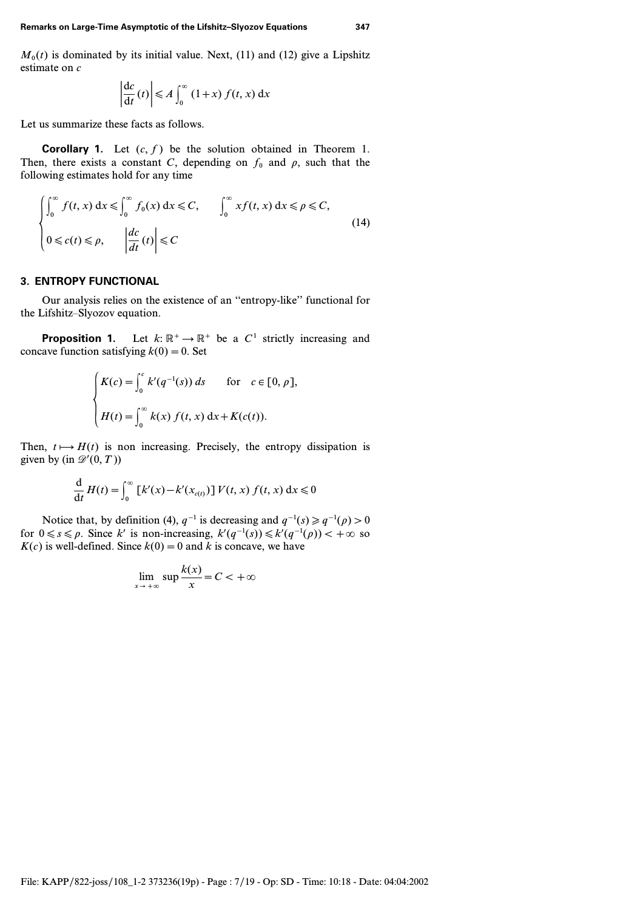$M_0(t)$ is dominated by its initial value. Next, (11) and (12) give a Lipshitz estimate on $c$

$$\left|\frac{\mathrm{d}c}{\mathrm{d}t}(t)\right| \leqslant A \int_0^{\infty} (1+x)\, f(t,x)\,\mathrm{d}x$$

Let us summarize these facts as follows.

**Corollary 1.** Let $(c, f)$ be the solution obtained in Theorem 1. Then, there exists a constant $C$, depending on $f_0$ and $\rho$, such that the following estimates hold for any time

$$\begin{cases} \displaystyle\int_0^{\infty} f(t,x)\,\mathrm{d}x \leqslant \int_0^{\infty} f_0(x)\,\mathrm{d}x \leqslant C, & \displaystyle\int_0^{\infty} x f(t,x)\,\mathrm{d}x \leqslant \rho \leqslant C, \\ 0 \leqslant c(t) \leqslant \rho, & \displaystyle\left|\frac{dc}{dt}(t)\right| \leqslant C \end{cases} \tag{14}$$

## 3. ENTROPY FUNCTIONAL

Our analysis relies on the existence of an "entropy-like" functional for the Lifshitz–Slyozov equation.

**Proposition 1.** Let $k\colon \mathbb{R}^+ \longrightarrow \mathbb{R}^+$ be a $C^1$ strictly increasing and concave function satisfying $k(0)=0$. Set

$$\begin{cases} K(c) = \displaystyle\int_0^c k'(q^{-1}(s))\,ds & \text{for} \quad c \in [0,\rho], \\ H(t) = \displaystyle\int_0^{\infty} k(x)\, f(t,x)\,\mathrm{d}x + K(c(t)). \end{cases}$$

Then, $t \longmapsto H(t)$ is non increasing. Precisely, the entropy dissipation is given by (in $\mathscr{D}'(0,T)$)

$$\frac{\mathrm{d}}{\mathrm{d}t} H(t) = \int_0^{\infty} [k'(x) - k'(x_{c(t)})]\, V(t,x)\, f(t,x)\,\mathrm{d}x \leqslant 0$$

Notice that, by definition (4), $q^{-1}$ is decreasing and $q^{-1}(s) \geqslant q^{-1}(\rho) > 0$ for $0 \leqslant s \leqslant \rho$. Since $k'$ is non-increasing, $k'(q^{-1}(s)) \leqslant k'(q^{-1}(\rho)) < +\infty$ so $K(c)$ is well-defined. Since $k(0)=0$ and $k$ is concave, we have

$$\lim_{x \to +\infty} \sup \frac{k(x)}{x} = C < +\infty$$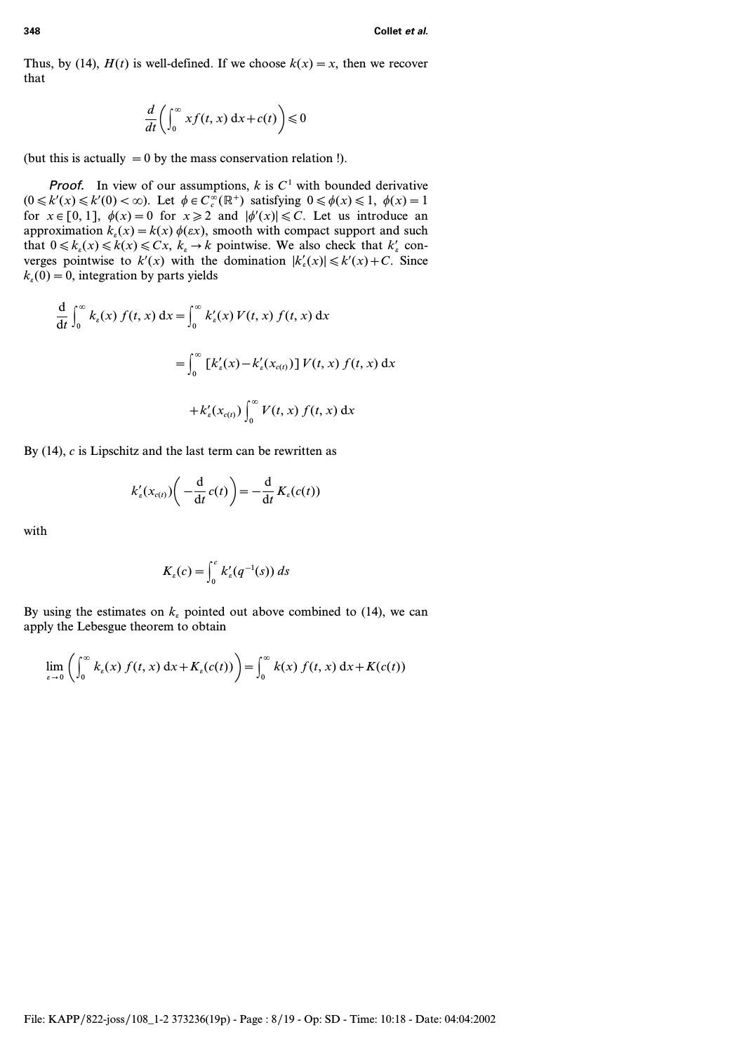Thus, by (14), $H(t)$ is well-defined. If we choose $k(x) = x$, then we recover that

$$\frac{d}{dt}\left(\int_0^\infty x f(t, x)\,\mathrm{d}x + c(t)\right) \leqslant 0$$

(but this is actually $= 0$ by the mass conservation relation !).

*Proof.* In view of our assumptions, $k$ is $C^1$ with bounded derivative ($0 \leqslant k'(x) \leqslant k'(0) < \infty$). Let $\phi \in C_c^\infty(\mathbb{R}^+)$ satisfying $0 \leqslant \phi(x) \leqslant 1$, $\phi(x) = 1$ for $x \in [0, 1]$, $\phi(x) = 0$ for $x \geqslant 2$ and $|\phi'(x)| \leqslant C$. Let us introduce an approximation $k_\varepsilon(x) = k(x)\,\phi(\varepsilon x)$, smooth with compact support and such that $0 \leqslant k_\varepsilon(x) \leqslant k(x) \leqslant Cx$, $k_\varepsilon \to k$ pointwise. We also check that $k'_\varepsilon$ converges pointwise to $k'(x)$ with the domination $|k'_\varepsilon(x)| \leqslant k'(x) + C$. Since $k_\varepsilon(0) = 0$, integration by parts yields

$$\begin{aligned}
\frac{\mathrm{d}}{\mathrm{d}t}\int_0^\infty k_\varepsilon(x)\, f(t, x)\,\mathrm{d}x &= \int_0^\infty k'_\varepsilon(x)\, V(t, x)\, f(t, x)\,\mathrm{d}x \\
&= \int_0^\infty [k'_\varepsilon(x) - k'_\varepsilon(x_{c(t)})]\, V(t, x)\, f(t, x)\,\mathrm{d}x \\
&\quad + k'_\varepsilon(x_{c(t)}) \int_0^\infty V(t, x)\, f(t, x)\,\mathrm{d}x
\end{aligned}$$

By (14), $c$ is Lipschitz and the last term can be rewritten as

$$k'_\varepsilon(x_{c(t)})\left(-\frac{\mathrm{d}}{\mathrm{d}t}\,c(t)\right) = -\frac{\mathrm{d}}{\mathrm{d}t}\,K_\varepsilon(c(t))$$

with

$$K_\varepsilon(c) = \int_0^c k'_\varepsilon(q^{-1}(s))\,ds$$

By using the estimates on $k_\varepsilon$ pointed out above combined to (14), we can apply the Lebesgue theorem to obtain

$$\lim_{\varepsilon \to 0}\left(\int_0^\infty k_\varepsilon(x)\, f(t, x)\,\mathrm{d}x + K_\varepsilon(c(t))\right) = \int_0^\infty k(x)\, f(t, x)\,\mathrm{d}x + K(c(t))$$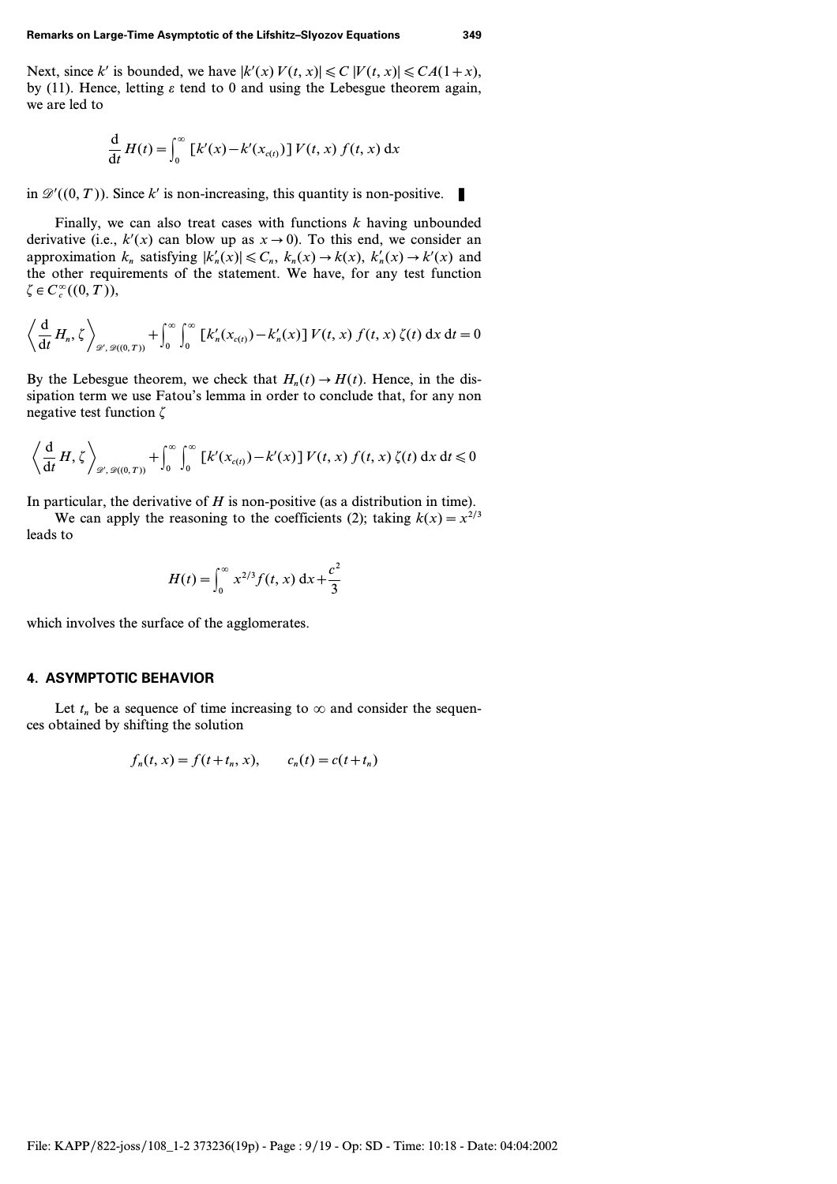Next, since $k'$ is bounded, we have $|k'(x)\, V(t,x)| \leqslant C\, |V(t,x)| \leqslant CA(1+x)$, by (11). Hence, letting $\varepsilon$ tend to 0 and using the Lebesgue theorem again, we are led to

$$\frac{\mathrm{d}}{\mathrm{d}t} H(t) = \int_0^\infty [k'(x) - k'(x_{c(t)})]\, V(t,x)\, f(t,x)\, \mathrm{d}x$$

in $\mathscr{D}'((0,T))$. Since $k'$ is non-increasing, this quantity is non-positive. ∎

Finally, we can also treat cases with functions $k$ having unbounded derivative (i.e., $k'(x)$ can blow up as $x \to 0$). To this end, we consider an approximation $k_n$ satisfying $|k_n'(x)| \leqslant C_n$, $k_n(x) \to k(x)$, $k_n'(x) \to k'(x)$ and the other requirements of the statement. We have, for any test function $\zeta \in C_c^\infty((0,T))$,

$$\left\langle \frac{\mathrm{d}}{\mathrm{d}t} H_n, \zeta \right\rangle_{\mathscr{D}', \mathscr{D}((0,T))} + \int_0^\infty \int_0^\infty [k_n'(x_{c(t)}) - k_n'(x)]\, V(t,x)\, f(t,x)\, \zeta(t)\, \mathrm{d}x\, \mathrm{d}t = 0$$

By the Lebesgue theorem, we check that $H_n(t) \to H(t)$. Hence, in the dissipation term we use Fatou's lemma in order to conclude that, for any non negative test function $\zeta$

$$\left\langle \frac{\mathrm{d}}{\mathrm{d}t} H, \zeta \right\rangle_{\mathscr{D}', \mathscr{D}((0,T))} + \int_0^\infty \int_0^\infty [k'(x_{c(t)}) - k'(x)]\, V(t,x)\, f(t,x)\, \zeta(t)\, \mathrm{d}x\, \mathrm{d}t \leqslant 0$$

In particular, the derivative of $H$ is non-positive (as a distribution in time).

We can apply the reasoning to the coefficients (2); taking $k(x) = x^{2/3}$ leads to

$$H(t) = \int_0^\infty x^{2/3} f(t,x)\, \mathrm{d}x + \frac{c^2}{3}$$

which involves the surface of the agglomerates.

## 4. ASYMPTOTIC BEHAVIOR

Let $t_n$ be a sequence of time increasing to $\infty$ and consider the sequences obtained by shifting the solution

$$f_n(t,x) = f(t+t_n, x), \qquad c_n(t) = c(t+t_n)$$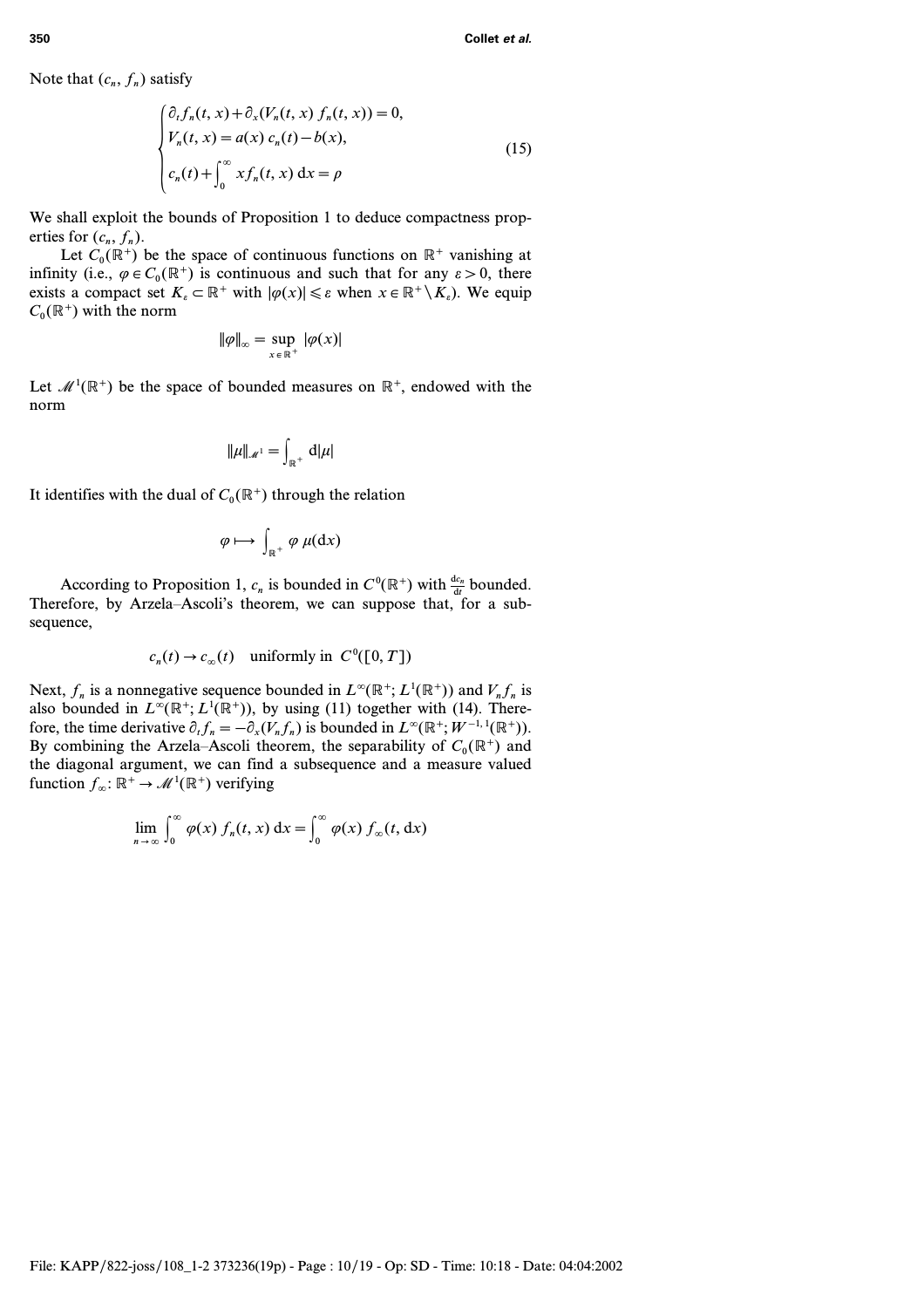Note that $(c_n, f_n)$ satisfy

$$
\begin{cases}
\partial_t f_n(t,x) + \partial_x (V_n(t,x)\, f_n(t,x)) = 0, \\
V_n(t,x) = a(x)\, c_n(t) - b(x), \\
c_n(t) + \displaystyle\int_0^\infty x f_n(t,x)\, \mathrm{d}x = \rho
\end{cases}
\tag{15}
$$

We shall exploit the bounds of Proposition 1 to deduce compactness properties for $(c_n, f_n)$.

Let $C_0(\mathbb{R}^+)$ be the space of continuous functions on $\mathbb{R}^+$ vanishing at infinity (i.e., $\varphi \in C_0(\mathbb{R}^+)$ is continuous and such that for any $\varepsilon > 0$, there exists a compact set $K_\varepsilon \subset \mathbb{R}^+$ with $|\varphi(x)| \leqslant \varepsilon$ when $x \in \mathbb{R}^+ \setminus K_\varepsilon$). We equip $C_0(\mathbb{R}^+)$ with the norm

$$
\|\varphi\|_\infty = \sup_{x \in \mathbb{R}^+} |\varphi(x)|
$$

Let $\mathscr{M}^1(\mathbb{R}^+)$ be the space of bounded measures on $\mathbb{R}^+$, endowed with the norm

$$
\|\mu\|_{\mathscr{M}^1} = \int_{\mathbb{R}^+} \mathrm{d}|\mu|
$$

It identifies with the dual of $C_0(\mathbb{R}^+)$ through the relation

$$
\varphi \longmapsto \int_{\mathbb{R}^+} \varphi\, \mu(\mathrm{d}x)
$$

According to Proposition 1, $c_n$ is bounded in $C^0(\mathbb{R}^+)$ with $\frac{\mathrm{d}c_n}{\mathrm{d}t}$ bounded. Therefore, by Arzela–Ascoli's theorem, we can suppose that, for a subsequence,

$$
c_n(t) \to c_\infty(t) \quad \text{uniformly in } C^0([0,T])
$$

Next, $f_n$ is a nonnegative sequence bounded in $L^\infty(\mathbb{R}^+; L^1(\mathbb{R}^+))$ and $V_n f_n$ is also bounded in $L^\infty(\mathbb{R}^+; L^1(\mathbb{R}^+))$, by using (11) together with (14). Therefore, the time derivative $\partial_t f_n = -\partial_x (V_n f_n)$ is bounded in $L^\infty(\mathbb{R}^+; W^{-1,1}(\mathbb{R}^+))$. By combining the Arzela–Ascoli theorem, the separability of $C_0(\mathbb{R}^+)$ and the diagonal argument, we can find a subsequence and a measure valued function $f_\infty \colon \mathbb{R}^+ \to \mathscr{M}^1(\mathbb{R}^+)$ verifying

$$
\lim_{n \to \infty} \int_0^\infty \varphi(x)\, f_n(t,x)\, \mathrm{d}x = \int_0^\infty \varphi(x)\, f_\infty(t, \mathrm{d}x)
$$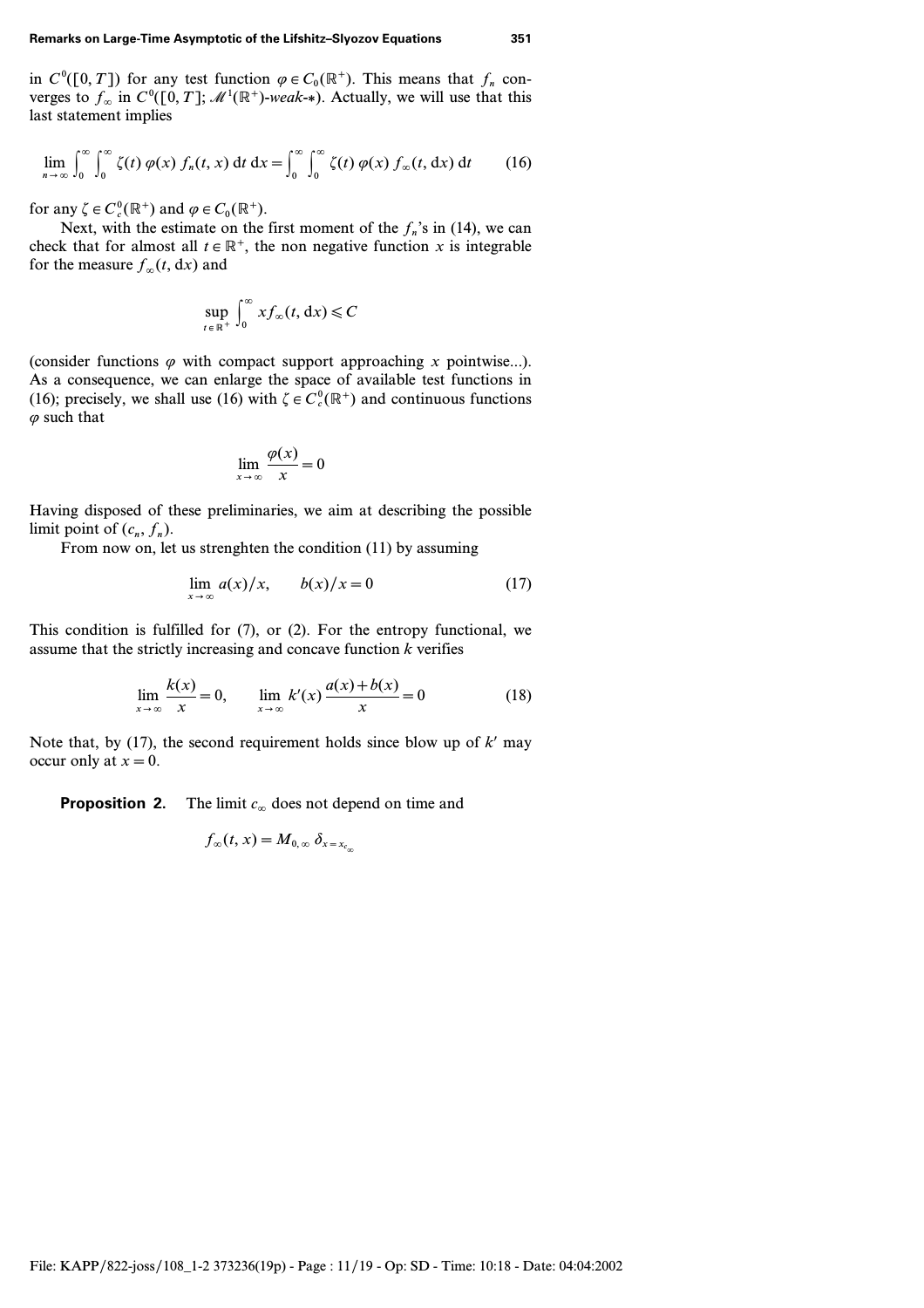in $C^0([0, T])$ for any test function $\varphi \in C_0(\mathbb{R}^+)$. This means that $f_n$ converges to $f_\infty$ in $C^0([0, T]; \mathscr{M}^1(\mathbb{R}^+)\text{-}weak\text{-}*)$. Actually, we will use that this last statement implies

$$\lim_{n \to \infty} \int_0^\infty \int_0^\infty \zeta(t)\, \varphi(x)\, f_n(t, x)\, \mathrm{d}t\, \mathrm{d}x = \int_0^\infty \int_0^\infty \zeta(t)\, \varphi(x)\, f_\infty(t, \mathrm{d}x)\, \mathrm{d}t \tag{16}$$

for any $\zeta \in C_c^0(\mathbb{R}^+)$ and $\varphi \in C_0(\mathbb{R}^+)$.

Next, with the estimate on the first moment of the $f_n$'s in (14), we can check that for almost all $t \in \mathbb{R}^+$, the non negative function $x$ is integrable for the measure $f_\infty(t, \mathrm{d}x)$ and

$$\sup_{t \in \mathbb{R}^+} \int_0^\infty x f_\infty(t, \mathrm{d}x) \leqslant C$$

(consider functions $\varphi$ with compact support approaching $x$ pointwise...). As a consequence, we can enlarge the space of available test functions in (16); precisely, we shall use (16) with $\zeta \in C_c^0(\mathbb{R}^+)$ and continuous functions $\varphi$ such that

$$\lim_{x \to \infty} \frac{\varphi(x)}{x} = 0$$

Having disposed of these preliminaries, we aim at describing the possible limit point of $(c_n, f_n)$.

From now on, let us strenghten the condition (11) by assuming

$$\lim_{x \to \infty} a(x)/x, \qquad b(x)/x = 0 \tag{17}$$

This condition is fulfilled for (7), or (2). For the entropy functional, we assume that the strictly increasing and concave function $k$ verifies

$$\lim_{x \to \infty} \frac{k(x)}{x} = 0, \qquad \lim_{x \to \infty} k'(x)\, \frac{a(x) + b(x)}{x} = 0 \tag{18}$$

Note that, by (17), the second requirement holds since blow up of $k'$ may occur only at $x = 0$.

**Proposition 2.** The limit $c_\infty$ does not depend on time and

$$f_\infty(t, x) = M_{0, \infty}\, \delta_{x = x_{c_\infty}}$$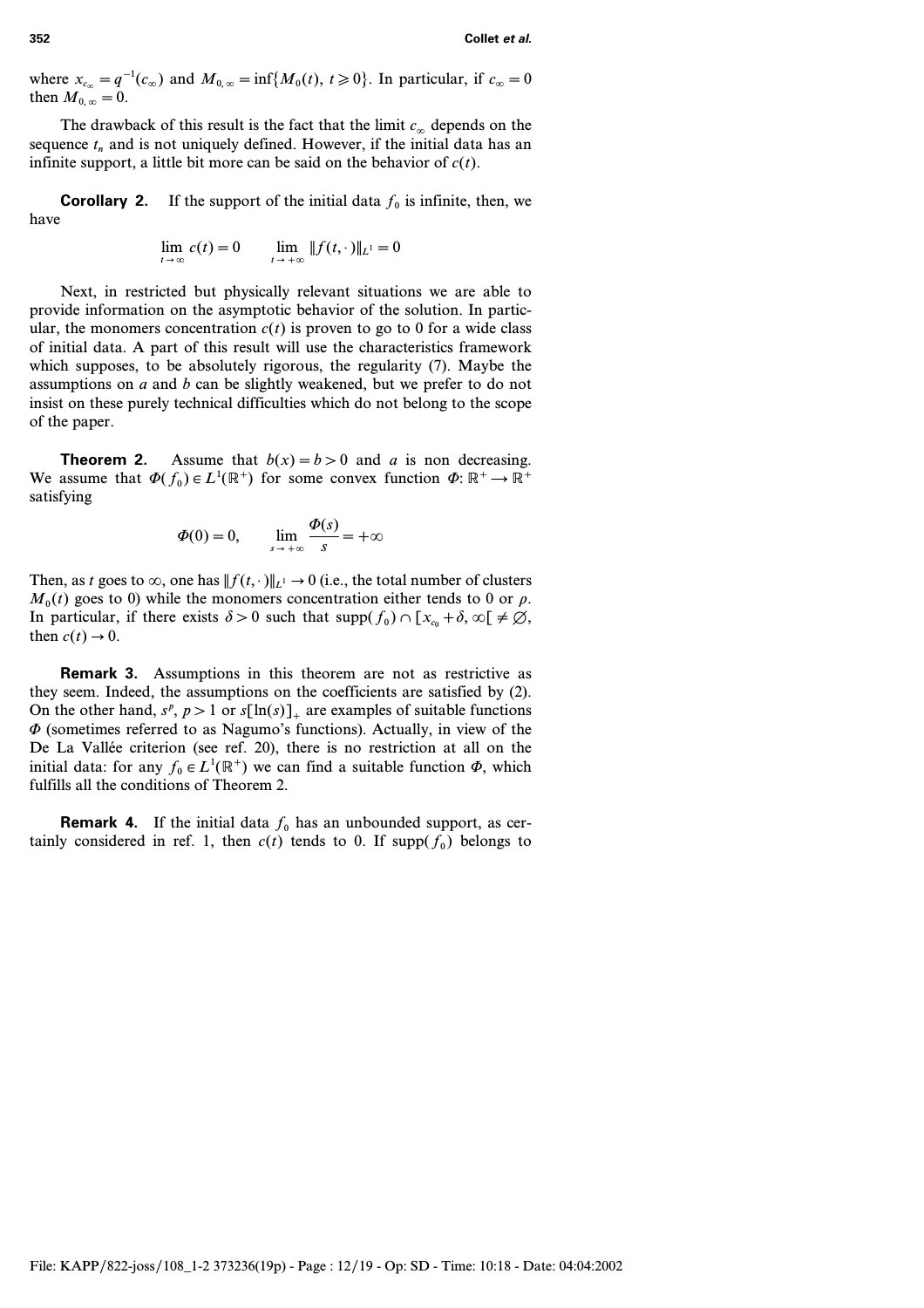where $x_{c_\infty} = q^{-1}(c_\infty)$ and $M_{0,\infty} = \inf\{M_0(t),\ t \geqslant 0\}$. In particular, if $c_\infty = 0$ then $M_{0,\infty} = 0$.

The drawback of this result is the fact that the limit $c_\infty$ depends on the sequence $t_n$ and is not uniquely defined. However, if the initial data has an infinite support, a little bit more can be said on the behavior of $c(t)$.

**Corollary 2.** If the support of the initial data $f_0$ is infinite, then, we have

$$\lim_{t \to \infty} c(t) = 0 \qquad \lim_{t \to +\infty} \|f(t, \cdot)\|_{L^1} = 0$$

Next, in restricted but physically relevant situations we are able to provide information on the asymptotic behavior of the solution. In particular, the monomers concentration $c(t)$ is proven to go to 0 for a wide class of initial data. A part of this result will use the characteristics framework which supposes, to be absolutely rigorous, the regularity (7). Maybe the assumptions on $a$ and $b$ can be slightly weakened, but we prefer to do not insist on these purely technical difficulties which do not belong to the scope of the paper.

**Theorem 2.** Assume that $b(x) = b > 0$ and $a$ is non decreasing. We assume that $\Phi(f_0) \in L^1(\mathbb{R}^+)$ for some convex function $\Phi \colon \mathbb{R}^+ \to \mathbb{R}^+$ satisfying

$$\Phi(0) = 0, \qquad \lim_{s \to +\infty} \frac{\Phi(s)}{s} = +\infty$$

Then, as $t$ goes to $\infty$, one has $\|f(t, \cdot)\|_{L^1} \to 0$ (i.e., the total number of clusters $M_0(t)$ goes to 0) while the monomers concentration either tends to 0 or $\rho$. In particular, if there exists $\delta > 0$ such that $\operatorname{supp}(f_0) \cap [x_{c_0} + \delta, \infty[ \neq \emptyset$, then $c(t) \to 0$.

**Remark 3.** Assumptions in this theorem are not as restrictive as they seem. Indeed, the assumptions on the coefficients are satisfied by (2). On the other hand, $s^p$, $p > 1$ or $s[\ln(s)]_+$ are examples of suitable functions $\Phi$ (sometimes referred to as Nagumo's functions). Actually, in view of the De La Vallée criterion (see ref. 20), there is no restriction at all on the initial data: for any $f_0 \in L^1(\mathbb{R}^+)$ we can find a suitable function $\Phi$, which fulfills all the conditions of Theorem 2.

**Remark 4.** If the initial data $f_0$ has an unbounded support, as certainly considered in ref. 1, then $c(t)$ tends to 0. If $\operatorname{supp}(f_0)$ belongs to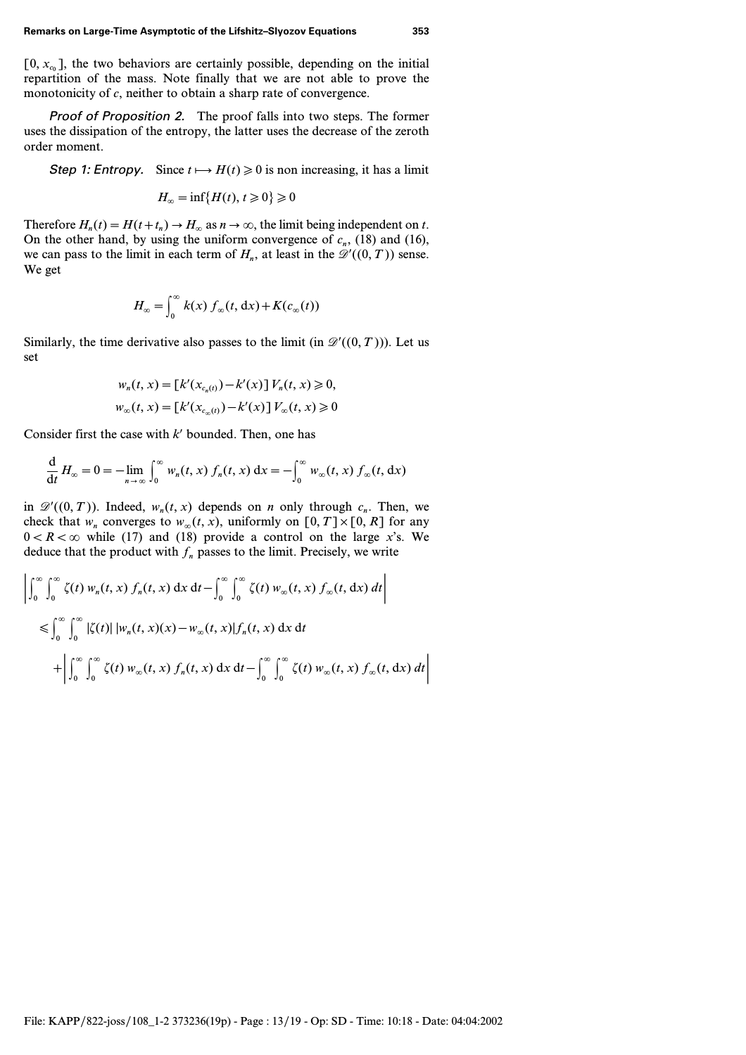$[0, x_{c_0}]$, the two behaviors are certainly possible, depending on the initial repartition of the mass. Note finally that we are not able to prove the monotonicity of $c$, neither to obtain a sharp rate of convergence.

*Proof of Proposition 2.* The proof falls into two steps. The former uses the dissipation of the entropy, the latter uses the decrease of the zeroth order moment.

*Step 1: Entropy.* Since $t \longmapsto H(t) \geqslant 0$ is non increasing, it has a limit

$$H_\infty = \inf\{H(t), t \geqslant 0\} \geqslant 0$$

Therefore $H_n(t) = H(t+t_n) \to H_\infty$ as $n \to \infty$, the limit being independent on $t$. On the other hand, by using the uniform convergence of $c_n$, (18) and (16), we can pass to the limit in each term of $H_n$, at least in the $\mathscr{D}'((0,T))$ sense. We get

$$H_\infty = \int_0^\infty k(x)\, f_\infty(t, \mathrm{d}x) + K(c_\infty(t))$$

Similarly, the time derivative also passes to the limit (in $\mathscr{D}'((0,T))$). Let us set

$$w_n(t,x) = [k'(x_{c_n(t)}) - k'(x)]\, V_n(t,x) \geqslant 0,$$

$$w_\infty(t,x) = [k'(x_{c_\infty(t)}) - k'(x)]\, V_\infty(t,x) \geqslant 0$$

Consider first the case with $k'$ bounded. Then, one has

$$\frac{\mathrm{d}}{\mathrm{d}t} H_\infty = 0 = -\lim_{n\to\infty} \int_0^\infty w_n(t,x)\, f_n(t,x)\, \mathrm{d}x = -\int_0^\infty w_\infty(t,x)\, f_\infty(t, \mathrm{d}x)$$

in $\mathscr{D}'((0,T))$. Indeed, $w_n(t,x)$ depends on $n$ only through $c_n$. Then, we check that $w_n$ converges to $w_\infty(t,x)$, uniformly on $[0,T] \times [0,R]$ for any $0 < R < \infty$ while (17) and (18) provide a control on the large $x$'s. We deduce that the product with $f_n$ passes to the limit. Precisely, we write

$$\left| \int_0^\infty \int_0^\infty \zeta(t)\, w_n(t,x)\, f_n(t,x)\, \mathrm{d}x\, \mathrm{d}t - \int_0^\infty \int_0^\infty \zeta(t)\, w_\infty(t,x)\, f_\infty(t, \mathrm{d}x)\, dt \right|$$

$$\leqslant \int_0^\infty \int_0^\infty |\zeta(t)|\, |w_n(t,x)(x) - w_\infty(t,x)| f_n(t,x)\, \mathrm{d}x\, \mathrm{d}t$$

$$+ \left| \int_0^\infty \int_0^\infty \zeta(t)\, w_\infty(t,x)\, f_n(t,x)\, \mathrm{d}x\, \mathrm{d}t - \int_0^\infty \int_0^\infty \zeta(t)\, w_\infty(t,x)\, f_\infty(t, \mathrm{d}x)\, dt \right|$$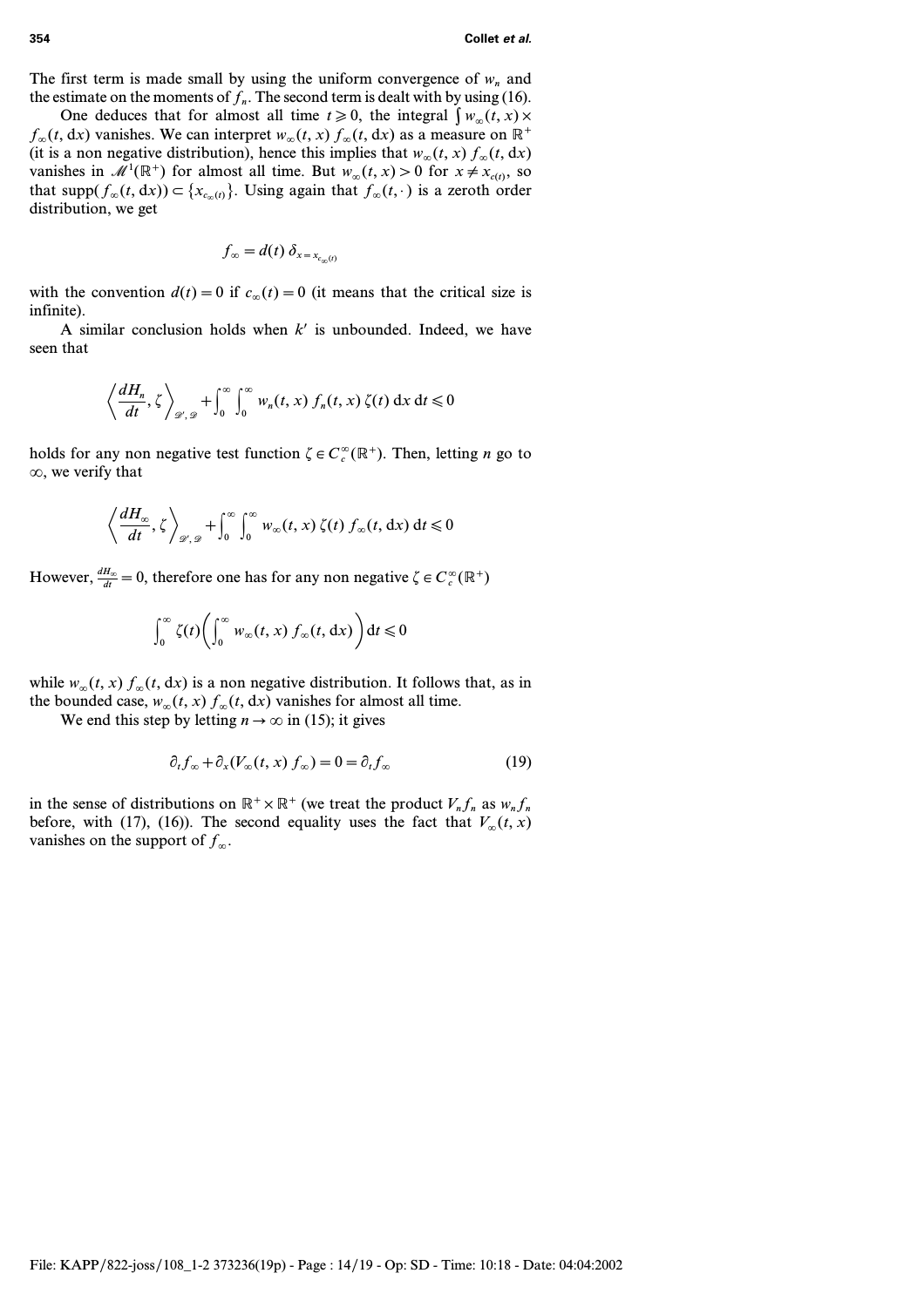The first term is made small by using the uniform convergence of $w_n$ and the estimate on the moments of $f_n$. The second term is dealt with by using (16).

One deduces that for almost all time $t \geq 0$, the integral $\int w_\infty(t, x) \times f_\infty(t, \mathrm{d}x)$ vanishes. We can interpret $w_\infty(t, x) f_\infty(t, \mathrm{d}x)$ as a measure on $\mathbb{R}^+$ (it is a non negative distribution), hence this implies that $w_\infty(t, x) f_\infty(t, \mathrm{d}x)$ vanishes in $\mathcal{M}^1(\mathbb{R}^+)$ for almost all time. But $w_\infty(t, x) > 0$ for $x \neq x_{c(t)}$, so that $\mathrm{supp}(f_\infty(t, \mathrm{d}x)) \subset \{x_{c_\infty(t)}\}$. Using again that $f_\infty(t, \cdot)$ is a zeroth order distribution, we get

$$f_\infty = d(t)\, \delta_{x = x_{c_\infty(t)}}$$

with the convention $d(t) = 0$ if $c_\infty(t) = 0$ (it means that the critical size is infinite).

A similar conclusion holds when $k'$ is unbounded. Indeed, we have seen that

$$\left\langle \frac{dH_n}{dt}, \zeta \right\rangle_{\mathscr{D}', \mathscr{D}} + \int_0^\infty \int_0^\infty w_n(t, x)\, f_n(t, x)\, \zeta(t)\, \mathrm{d}x\, \mathrm{d}t \leq 0$$

holds for any non negative test function $\zeta \in C_c^\infty(\mathbb{R}^+)$. Then, letting $n$ go to $\infty$, we verify that

$$\left\langle \frac{dH_\infty}{dt}, \zeta \right\rangle_{\mathscr{D}', \mathscr{D}} + \int_0^\infty \int_0^\infty w_\infty(t, x)\, \zeta(t)\, f_\infty(t, \mathrm{d}x)\, \mathrm{d}t \leq 0$$

However, $\frac{dH_\infty}{dt} = 0$, therefore one has for any non negative $\zeta \in C_c^\infty(\mathbb{R}^+)$

$$\int_0^\infty \zeta(t) \left( \int_0^\infty w_\infty(t, x)\, f_\infty(t, \mathrm{d}x) \right) \mathrm{d}t \leq 0$$

while $w_\infty(t, x)\, f_\infty(t, \mathrm{d}x)$ is a non negative distribution. It follows that, as in the bounded case, $w_\infty(t, x)\, f_\infty(t, \mathrm{d}x)$ vanishes for almost all time.

We end this step by letting $n \to \infty$ in (15); it gives

$$\partial_t f_\infty + \partial_x (V_\infty(t, x)\, f_\infty) = 0 = \partial_t f_\infty \tag{19}$$

in the sense of distributions on $\mathbb{R}^+ \times \mathbb{R}^+$ (we treat the product $V_n f_n$ as $w_n f_n$ before, with (17), (16)). The second equality uses the fact that $V_\infty(t, x)$ vanishes on the support of $f_\infty$.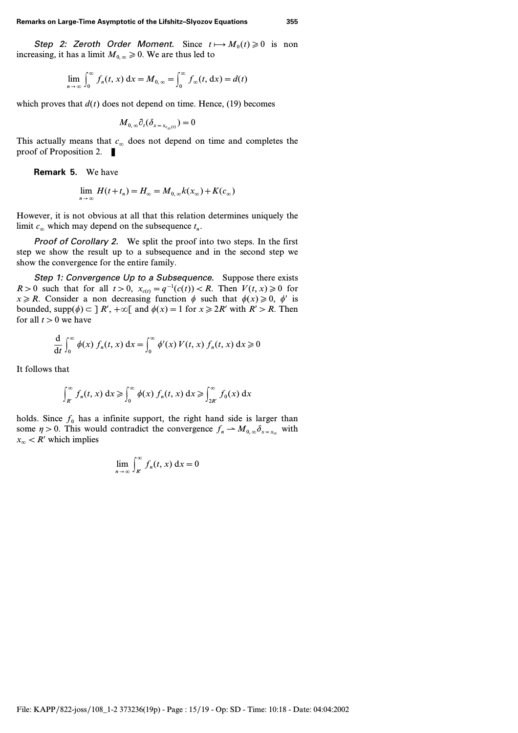*Step 2: Zeroth Order Moment.* Since $t \longmapsto M_0(t) \geqslant 0$ is non increasing, it has a limit $M_{0,\infty} \geqslant 0$. We are thus led to

$$\lim_{n\to\infty} \int_0^\infty f_n(t,x)\,\mathrm{d}x = M_{0,\infty} = \int_0^\infty f_\infty(t,\mathrm{d}x) = d(t)$$

which proves that $d(t)$ does not depend on time. Hence, (19) becomes

$$M_{0,\infty}\partial_t(\delta_{x=x_{c_\infty(t)}}) = 0$$

This actually means that $c_\infty$ does not depend on time and completes the proof of Proposition 2. ∎

**Remark 5.** We have

$$\lim_{n\to\infty} H(t+t_n) = H_\infty = M_{0,\infty}k(x_\infty) + K(c_\infty)$$

However, it is not obvious at all that this relation determines uniquely the limit $c_\infty$ which may depend on the subsequence $t_n$.

*Proof of Corollary 2.* We split the proof into two steps. In the first step we show the result up to a subsequence and in the second step we show the convergence for the entire family.

*Step 1: Convergence Up to a Subsequence.* Suppose there exists $R > 0$ such that for all $t > 0$, $x_{c(t)} = q^{-1}(c(t)) < R$. Then $V(t,x) \geqslant 0$ for $x \geqslant R$. Consider a non decreasing function $\phi$ such that $\phi(x) \geqslant 0$, $\phi'$ is bounded, $\operatorname{supp}(\phi) \subset ]\,R', +\infty[$ and $\phi(x) = 1$ for $x \geqslant 2R'$ with $R' > R$. Then for all $t > 0$ we have

$$\frac{\mathrm{d}}{\mathrm{d}t}\int_0^\infty \phi(x)\,f_n(t,x)\,\mathrm{d}x = \int_0^\infty \phi'(x)\,V(t,x)\,f_n(t,x)\,\mathrm{d}x \geqslant 0$$

It follows that

$$\int_{R'}^\infty f_n(t,x)\,\mathrm{d}x \geqslant \int_0^\infty \phi(x)\,f_n(t,x)\,\mathrm{d}x \geqslant \int_{2R'}^\infty f_0(x)\,\mathrm{d}x$$

holds. Since $f_0$ has a infinite support, the right hand side is larger than some $\eta > 0$. This would contradict the convergence $f_n \rightharpoonup M_{0,\infty}\delta_{x=x_\infty}$ with $x_\infty < R'$ which implies

$$\lim_{n\to\infty}\int_{R'}^\infty f_n(t,x)\,\mathrm{d}x = 0$$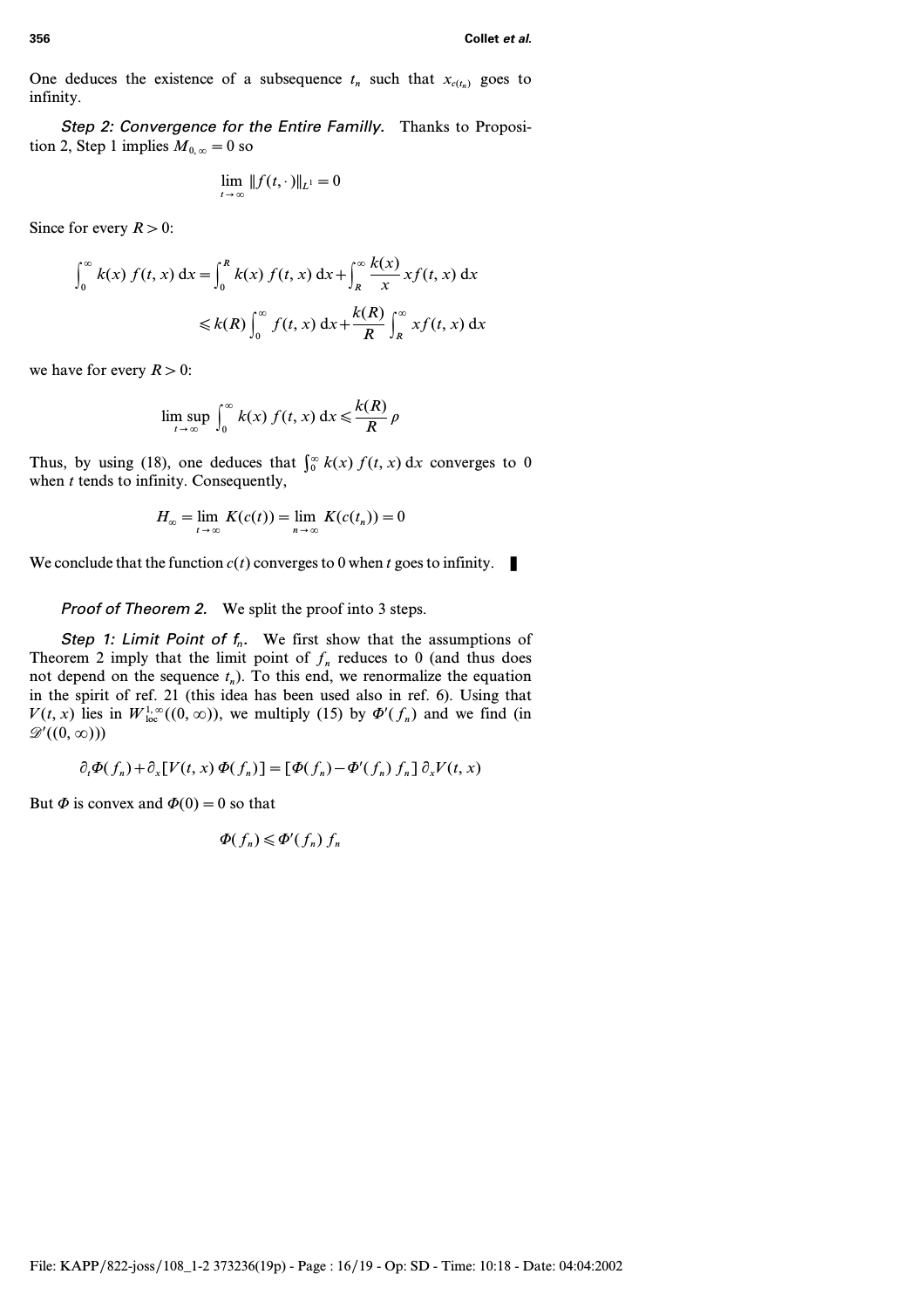One deduces the existence of a subsequence $t_n$ such that $x_{c(t_n)}$ goes to infinity.

*Step 2: Convergence for the Entire Familly.* Thanks to Proposition 2, Step 1 implies $M_{0,\infty} = 0$ so

$$\lim_{t\to\infty} \|f(t,\cdot)\|_{L^1} = 0$$

Since for every $R > 0$:

$$\begin{aligned}
\int_0^\infty k(x)\, f(t,x)\,\mathrm{d}x &= \int_0^R k(x)\, f(t,x)\,\mathrm{d}x + \int_R^\infty \frac{k(x)}{x}\, x f(t,x)\,\mathrm{d}x \\
&\leqslant k(R) \int_0^\infty f(t,x)\,\mathrm{d}x + \frac{k(R)}{R} \int_R^\infty x f(t,x)\,\mathrm{d}x
\end{aligned}$$

we have for every $R > 0$:

$$\limsup_{t\to\infty} \int_0^\infty k(x)\, f(t,x)\,\mathrm{d}x \leqslant \frac{k(R)}{R}\,\rho$$

Thus, by using (18), one deduces that $\int_0^\infty k(x)\, f(t,x)\,\mathrm{d}x$ converges to 0 when $t$ tends to infinity. Consequently,

$$H_\infty = \lim_{t\to\infty} K(c(t)) = \lim_{n\to\infty} K(c(t_n)) = 0$$

We conclude that the function $c(t)$ converges to 0 when $t$ goes to infinity. ∎

*Proof of Theorem 2.* We split the proof into 3 steps.

*Step 1: Limit Point of $f_n$.* We first show that the assumptions of Theorem 2 imply that the limit point of $f_n$ reduces to 0 (and thus does not depend on the sequence $t_n$). To this end, we renormalize the equation in the spirit of ref. 21 (this idea has been used also in ref. 6). Using that $V(t,x)$ lies in $W^{1,\infty}_{\mathrm{loc}}((0,\infty))$, we multiply (15) by $\Phi'(f_n)$ and we find (in $\mathscr{D}'((0,\infty))$)

$$\partial_t \Phi(f_n) + \partial_x [V(t,x)\, \Phi(f_n)] = [\Phi(f_n) - \Phi'(f_n)\, f_n]\, \partial_x V(t,x)$$

But $\Phi$ is convex and $\Phi(0) = 0$ so that

$$\Phi(f_n) \leqslant \Phi'(f_n)\, f_n$$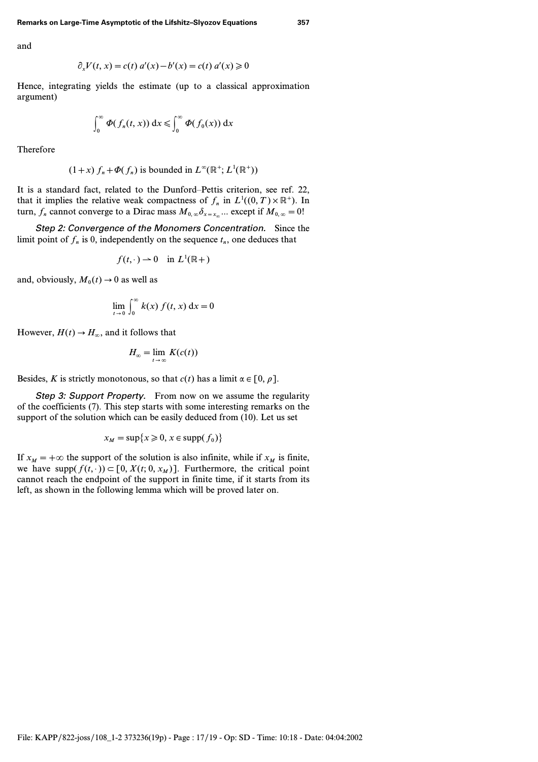and

$$\partial_x V(t,x) = c(t)\, a'(x) - b'(x) = c(t)\, a'(x) \geqslant 0$$

Hence, integrating yields the estimate (up to a classical approximation argument)

$$\int_0^\infty \Phi(f_n(t,x))\, \mathrm{d}x \leqslant \int_0^\infty \Phi(f_0(x))\, \mathrm{d}x$$

Therefore

$$(1+x)\, f_n + \Phi(f_n) \text{ is bounded in } L^\infty(\mathbb{R}^+; L^1(\mathbb{R}^+))$$

It is a standard fact, related to the Dunford–Pettis criterion, see ref. 22, that it implies the relative weak compactness of $f_n$ in $L^1((0,T)\times\mathbb{R}^+)$. In turn, $f_n$ cannot converge to a Dirac mass $M_{0,\infty}\delta_{x=x_\infty}$... except if $M_{0,\infty}=0$!

*Step 2: Convergence of the Monomers Concentration.* Since the limit point of $f_n$ is 0, independently on the sequence $t_n$, one deduces that

$$f(t,\cdot) \rightharpoonup 0 \quad \text{in } L^1(\mathbb{R}+)$$

and, obviously, $M_0(t) \to 0$ as well as

$$\lim_{t\to 0} \int_0^\infty k(x)\, f(t,x)\, \mathrm{d}x = 0$$

However, $H(t) \to H_\infty$, and it follows that

$$H_\infty = \lim_{t\to\infty} K(c(t))$$

Besides, $K$ is strictly monotonous, so that $c(t)$ has a limit $\alpha \in [0,\rho]$.

*Step 3: Support Property.* From now on we assume the regularity of the coefficients (7). This step starts with some interesting remarks on the support of the solution which can be easily deduced from (10). Let us set

$$x_M = \sup\{x \geqslant 0,\, x \in \operatorname{supp}(f_0)\}$$

If $x_M = +\infty$ the support of the solution is also infinite, while if $x_M$ is finite, we have $\operatorname{supp}(f(t,\cdot)) \subset [0, X(t;0,x_M)]$. Furthermore, the critical point cannot reach the endpoint of the support in finite time, if it starts from its left, as shown in the following lemma which will be proved later on.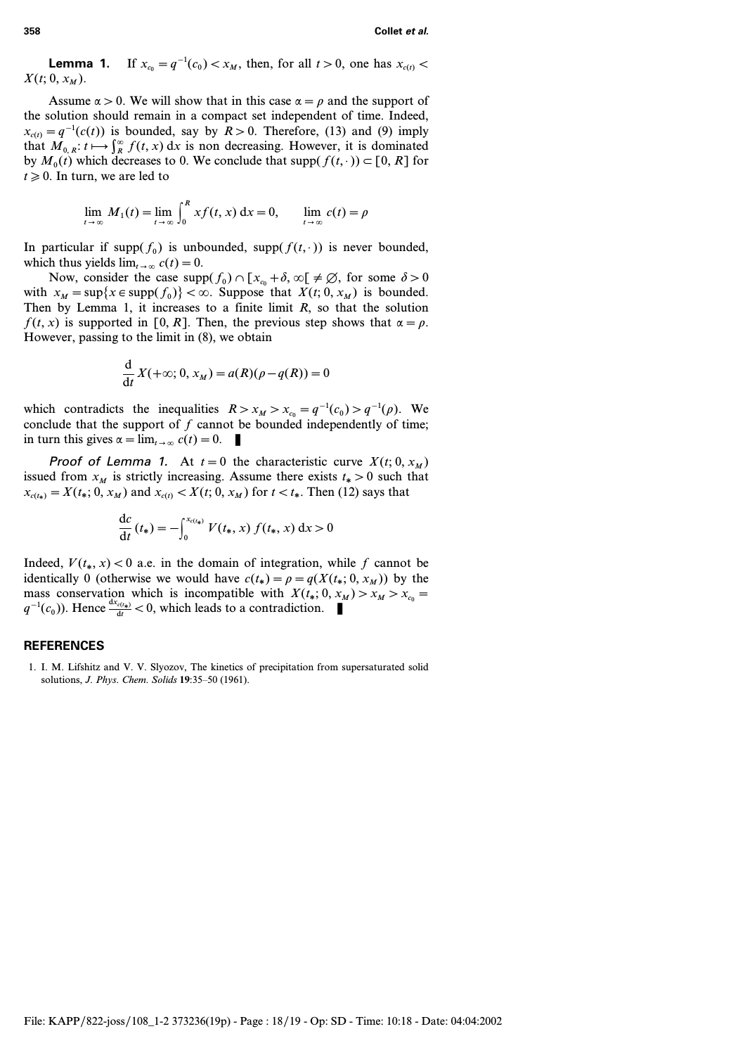**Lemma 1.** If $x_{c_0} = q^{-1}(c_0) < x_M$, then, for all $t > 0$, one has $x_{c(t)} < X(t; 0, x_M)$.

Assume $\alpha > 0$. We will show that in this case $\alpha = \rho$ and the support of the solution should remain in a compact set independent of time. Indeed, $x_{c(t)} = q^{-1}(c(t))$ is bounded, say by $R > 0$. Therefore, (13) and (9) imply that $M_{0,R}: t \longmapsto \int_R^\infty f(t, x)\,\mathrm{d}x$ is non decreasing. However, it is dominated by $M_0(t)$ which decreases to 0. We conclude that $\operatorname{supp}(f(t, \cdot)) \subset [0, R]$ for $t \geqslant 0$. In turn, we are led to

$$\lim_{t \to \infty} M_1(t) = \lim_{t \to \infty} \int_0^R x f(t, x)\,\mathrm{d}x = 0, \qquad \lim_{t \to \infty} c(t) = \rho$$

In particular if $\operatorname{supp}(f_0)$ is unbounded, $\operatorname{supp}(f(t, \cdot))$ is never bounded, which thus yields $\lim_{t \to \infty} c(t) = 0$.

Now, consider the case $\operatorname{supp}(f_0) \cap [x_{c_0} + \delta, \infty[\, \neq \emptyset$, for some $\delta > 0$ with $x_M = \sup\{x \in \operatorname{supp}(f_0)\} < \infty$. Suppose that $X(t; 0, x_M)$ is bounded. Then by Lemma 1, it increases to a finite limit $R$, so that the solution $f(t, x)$ is supported in $[0, R]$. Then, the previous step shows that $\alpha = \rho$. However, passing to the limit in (8), we obtain

$$\frac{\mathrm{d}}{\mathrm{d}t} X(+\infty; 0, x_M) = a(R)(\rho - q(R)) = 0$$

which contradicts the inequalities $R > x_M > x_{c_0} = q^{-1}(c_0) > q^{-1}(\rho)$. We conclude that the support of $f$ cannot be bounded independently of time; in turn this gives $\alpha = \lim_{t \to \infty} c(t) = 0$. ∎

***Proof of Lemma 1.*** At $t = 0$ the characteristic curve $X(t; 0, x_M)$ issued from $x_M$ is strictly increasing. Assume there exists $t_* > 0$ such that $x_{c(t_*)} = X(t_*; 0, x_M)$ and $x_{c(t)} < X(t; 0, x_M)$ for $t < t_*$. Then (12) says that

$$\frac{\mathrm{d}c}{\mathrm{d}t}(t_*) = -\int_0^{x_{c(t_*)}} V(t_*, x)\, f(t_*, x)\,\mathrm{d}x > 0$$

Indeed, $V(t_*, x) < 0$ a.e. in the domain of integration, while $f$ cannot be identically 0 (otherwise we would have $c(t_*) = \rho = q(X(t_*; 0, x_M))$ by the mass conservation which is incompatible with $X(t_*; 0, x_M) > x_M > x_{c_0} = q^{-1}(c_0)$). Hence $\frac{\mathrm{d}x_{c(t_*)}}{\mathrm{d}t} < 0$, which leads to a contradiction. ∎

## REFERENCES

1. I. M. Lifshitz and V. V. Slyozov, The kinetics of precipitation from supersaturated solid solutions, *J. Phys. Chem. Solids* **19**:35–50 (1961).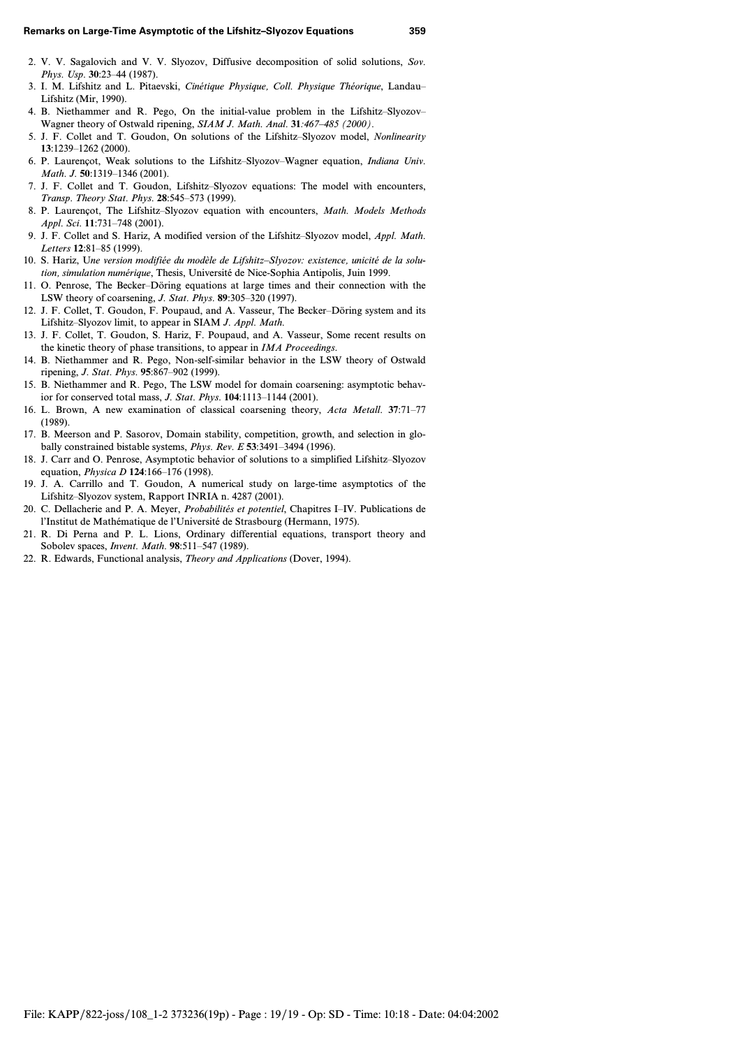2. V. V. Sagalovich and V. V. Slyozov, Diffusive decomposition of solid solutions, *Sov. Phys. Usp.* **30**:23–44 (1987).
3. I. M. Lifshitz and L. Pitaevski, *Cinétique Physique, Coll. Physique Théorique*, Landau–Lifshitz (Mir, 1990).
4. B. Niethammer and R. Pego, On the initial-value problem in the Lifshitz–Slyozov–Wagner theory of Ostwald ripening, *SIAM J. Math. Anal.* **31**:467–485 (2000).
5. J. F. Collet and T. Goudon, On solutions of the Lifshitz–Slyozov model, *Nonlinearity* **13**:1239–1262 (2000).
6. P. Laurençot, Weak solutions to the Lifshitz–Slyozov–Wagner equation, *Indiana Univ. Math. J.* **50**:1319–1346 (2001).
7. J. F. Collet and T. Goudon, Lifshitz–Slyozov equations: The model with encounters, *Transp. Theory Stat. Phys.* **28**:545–573 (1999).
8. P. Laurençot, The Lifshitz–Slyozov equation with encounters, *Math. Models Methods Appl. Sci.* **11**:731–748 (2001).
9. J. F. Collet and S. Hariz, A modified version of the Lifshitz–Slyozov model, *Appl. Math. Letters* **12**:81–85 (1999).
10. S. Hariz, U*ne version modifiée du modèle de Lifshitz–Slyozov: existence, unicité de la solution, simulation numérique*, Thesis, Université de Nice-Sophia Antipolis, Juin 1999.
11. O. Penrose, The Becker–Döring equations at large times and their connection with the LSW theory of coarsening, *J. Stat. Phys.* **89**:305–320 (1997).
12. J. F. Collet, T. Goudon, F. Poupaud, and A. Vasseur, The Becker–Döring system and its Lifshitz–Slyozov limit, to appear in SIAM *J. Appl. Math.*
13. J. F. Collet, T. Goudon, S. Hariz, F. Poupaud, and A. Vasseur, Some recent results on the kinetic theory of phase transitions, to appear in *IMA Proceedings*.
14. B. Niethammer and R. Pego, Non-self-similar behavior in the LSW theory of Ostwald ripening, *J. Stat. Phys.* **95**:867–902 (1999).
15. B. Niethammer and R. Pego, The LSW model for domain coarsening: asymptotic behavior for conserved total mass, *J. Stat. Phys.* **104**:1113–1144 (2001).
16. L. Brown, A new examination of classical coarsening theory, *Acta Metall.* **37**:71–77 (1989).
17. B. Meerson and P. Sasorov, Domain stability, competition, growth, and selection in globally constrained bistable systems, *Phys. Rev. E* **53**:3491–3494 (1996).
18. J. Carr and O. Penrose, Asymptotic behavior of solutions to a simplified Lifshitz–Slyozov equation, *Physica D* **124**:166–176 (1998).
19. J. A. Carrillo and T. Goudon, A numerical study on large-time asymptotics of the Lifshitz–Slyozov system, Rapport INRIA n. 4287 (2001).
20. C. Dellacherie and P. A. Meyer, *Probabilités et potentiel*, Chapitres I–IV. Publications de l'Institut de Mathématique de l'Université de Strasbourg (Hermann, 1975).
21. R. Di Perna and P. L. Lions, Ordinary differential equations, transport theory and Sobolev spaces, *Invent. Math.* **98**:511–547 (1989).
22. R. Edwards, Functional analysis, *Theory and Applications* (Dover, 1994).